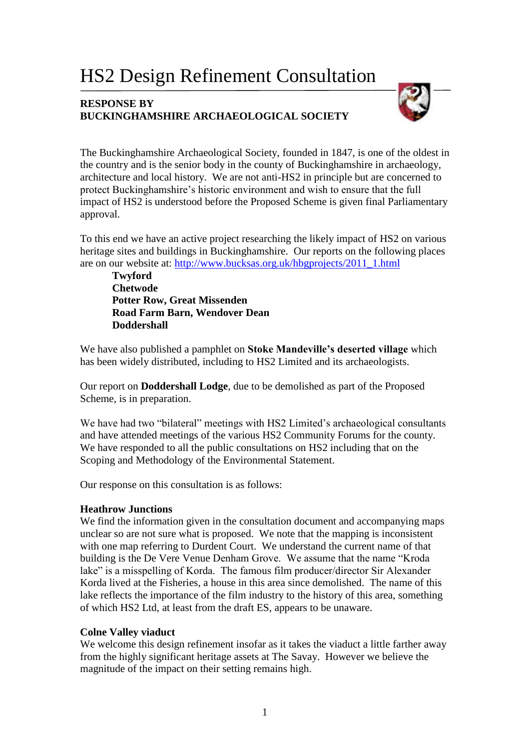# HS2 Design Refinement Consultation

**RESPONSE BY**
**BUCKINGHAMSHIRE ARCHAEOLOGICAL SOCIETY**

The Buckinghamshire Archaeological Society, founded in 1847, is one of the oldest in the country and is the senior body in the county of Buckinghamshire in archaeology, architecture and local history. We are not anti-HS2 in principle but are concerned to protect Buckinghamshire's historic environment and wish to ensure that the full impact of HS2 is understood before the Proposed Scheme is given final Parliamentary approval.

To this end we have an active project researching the likely impact of HS2 on various heritage sites and buildings in Buckinghamshire. Our reports on the following places are on our website at: http://www.bucksas.org.uk/hbgprojects/2011_1.html

- **Twyford**
- **Chetwode**
- **Potter Row, Great Missenden**
- **Road Farm Barn, Wendover Dean**
- **Doddershall**

We have also published a pamphlet on **Stoke Mandeville's deserted village** which has been widely distributed, including to HS2 Limited and its archaeologists.

Our report on **Doddershall Lodge**, due to be demolished as part of the Proposed Scheme, is in preparation.

We have had two "bilateral" meetings with HS2 Limited's archaeological consultants and have attended meetings of the various HS2 Community Forums for the county. We have responded to all the public consultations on HS2 including that on the Scoping and Methodology of the Environmental Statement.

Our response on this consultation is as follows:

**Heathrow Junctions**
We find the information given in the consultation document and accompanying maps unclear so are not sure what is proposed. We note that the mapping is inconsistent with one map referring to Durdent Court. We understand the current name of that building is the De Vere Venue Denham Grove. We assume that the name "Kroda lake" is a misspelling of Korda. The famous film producer/director Sir Alexander Korda lived at the Fisheries, a house in this area since demolished. The name of this lake reflects the importance of the film industry to the history of this area, something of which HS2 Ltd, at least from the draft ES, appears to be unaware.

**Colne Valley viaduct**
We welcome this design refinement insofar as it takes the viaduct a little farther away from the highly significant heritage assets at The Savay. However we believe the magnitude of the impact on their setting remains high.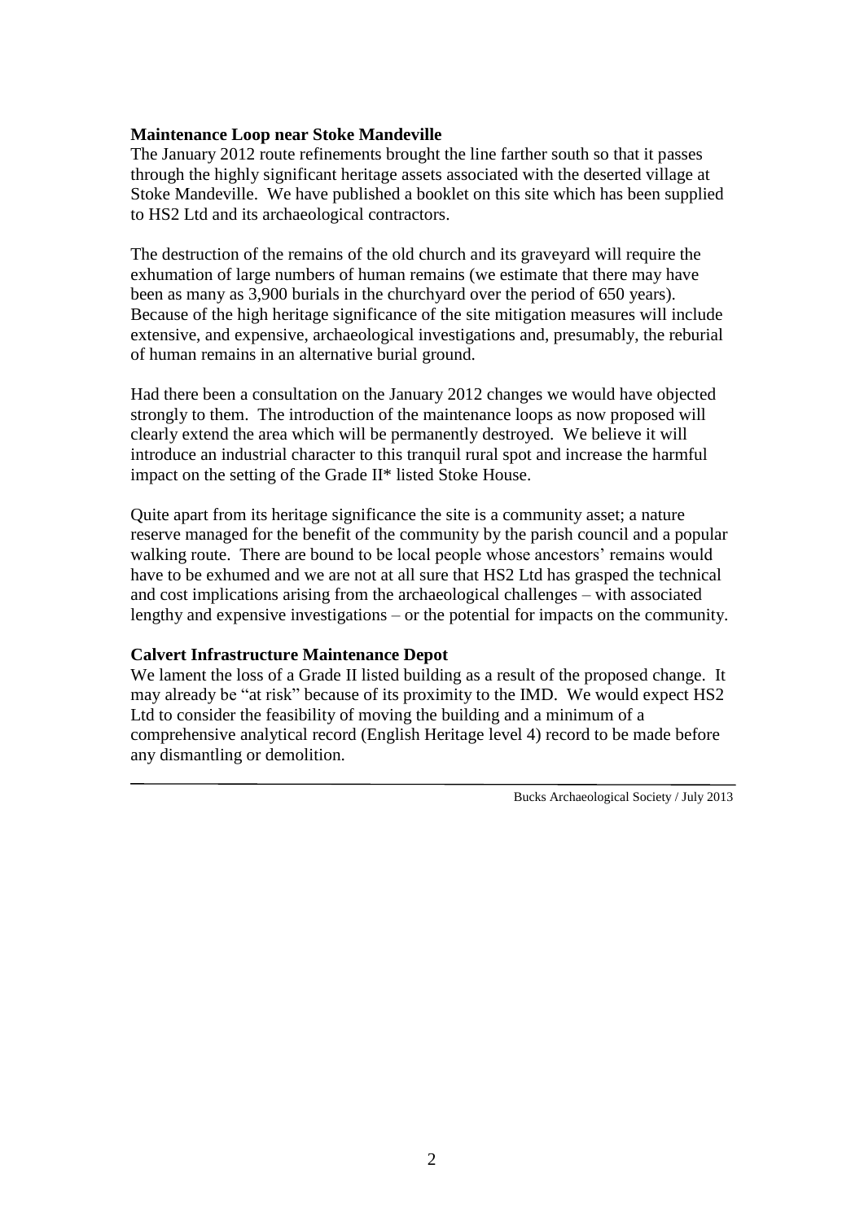**Maintenance Loop near Stoke Mandeville**

The January 2012 route refinements brought the line farther south so that it passes through the highly significant heritage assets associated with the deserted village at Stoke Mandeville. We have published a booklet on this site which has been supplied to HS2 Ltd and its archaeological contractors.

The destruction of the remains of the old church and its graveyard will require the exhumation of large numbers of human remains (we estimate that there may have been as many as 3,900 burials in the churchyard over the period of 650 years). Because of the high heritage significance of the site mitigation measures will include extensive, and expensive, archaeological investigations and, presumably, the reburial of human remains in an alternative burial ground.

Had there been a consultation on the January 2012 changes we would have objected strongly to them. The introduction of the maintenance loops as now proposed will clearly extend the area which will be permanently destroyed. We believe it will introduce an industrial character to this tranquil rural spot and increase the harmful impact on the setting of the Grade II* listed Stoke House.

Quite apart from its heritage significance the site is a community asset; a nature reserve managed for the benefit of the community by the parish council and a popular walking route. There are bound to be local people whose ancestors' remains would have to be exhumed and we are not at all sure that HS2 Ltd has grasped the technical and cost implications arising from the archaeological challenges – with associated lengthy and expensive investigations – or the potential for impacts on the community.

**Calvert Infrastructure Maintenance Depot**

We lament the loss of a Grade II listed building as a result of the proposed change. It may already be "at risk" because of its proximity to the IMD. We would expect HS2 Ltd to consider the feasibility of moving the building and a minimum of a comprehensive analytical record (English Heritage level 4) record to be made before any dismantling or demolition.

Bucks Archaeological Society / July 2013